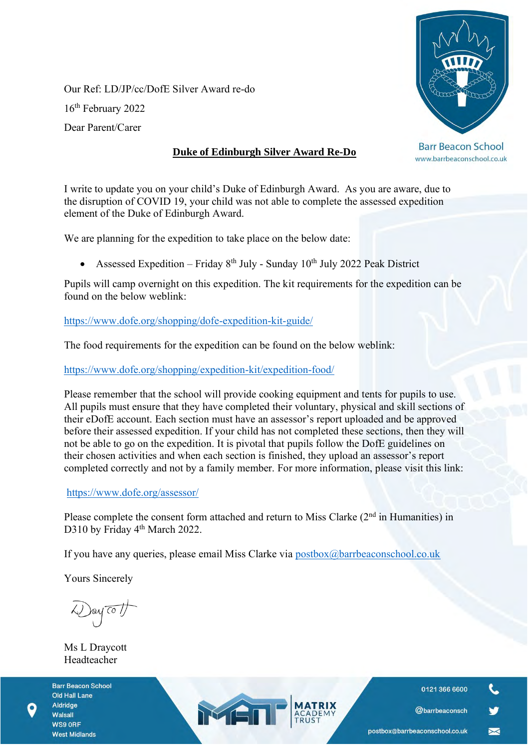Our Ref: LD/JP/cc/DofE Silver Award re-do

16th February 2022

Dear Parent/Carer

Barr Beacon School
www.barrbeaconschool.co.uk

**Duke of Edinburgh Silver Award Re-Do**

I write to update you on your child's Duke of Edinburgh Award. As you are aware, due to the disruption of COVID 19, your child was not able to complete the assessed expedition element of the Duke of Edinburgh Award.

We are planning for the expedition to take place on the below date:

- Assessed Expedition – Friday 8th July - Sunday 10th July 2022 Peak District

Pupils will camp overnight on this expedition. The kit requirements for the expedition can be found on the below weblink:

https://www.dofe.org/shopping/dofe-expedition-kit-guide/

The food requirements for the expedition can be found on the below weblink:

https://www.dofe.org/shopping/expedition-kit/expedition-food/

Please remember that the school will provide cooking equipment and tents for pupils to use. All pupils must ensure that they have completed their voluntary, physical and skill sections of their eDofE account. Each section must have an assessor's report uploaded and be approved before their assessed expedition. If your child has not completed these sections, then they will not be able to go on the expedition. It is pivotal that pupils follow the DofE guidelines on their chosen activities and when each section is finished, they upload an assessor's report completed correctly and not by a family member. For more information, please visit this link:

https://www.dofe.org/assessor/

Please complete the consent form attached and return to Miss Clarke (2nd in Humanities) in D310 by Friday 4th March 2022.

If you have any queries, please email Miss Clarke via postbox@barrbeaconschool.co.uk

Yours Sincerely

Ms L Draycott
Headteacher

Barr Beacon School
Old Hall Lane
Aldridge
Walsall
WS9 0RF
West Midlands

MATRIX ACADEMY TRUST

0121 366 6600
@barrbeaconsch
postbox@barrbeaconschool.co.uk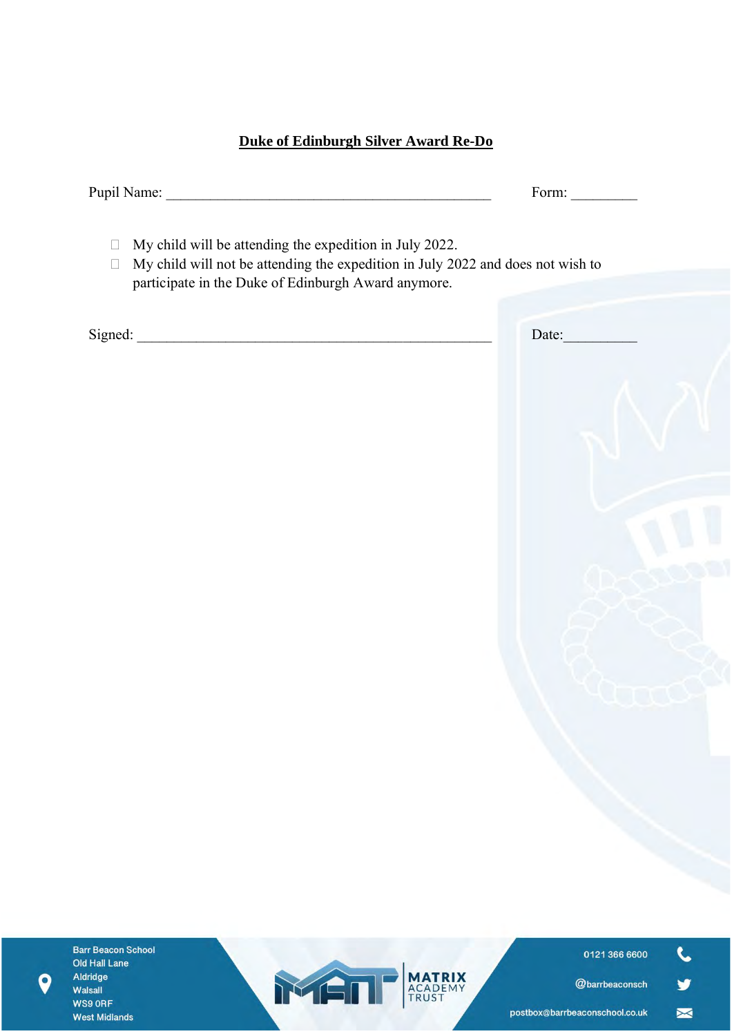**Duke of Edinburgh Silver Award Re-Do**

Pupil Name: _____________________________________________ Form: _________

- ☐ My child will be attending the expedition in July 2022.
- ☐ My child will not be attending the expedition in July 2022 and does not wish to participate in the Duke of Edinburgh Award anymore.

Signed: _________________________________________________ Date:__________